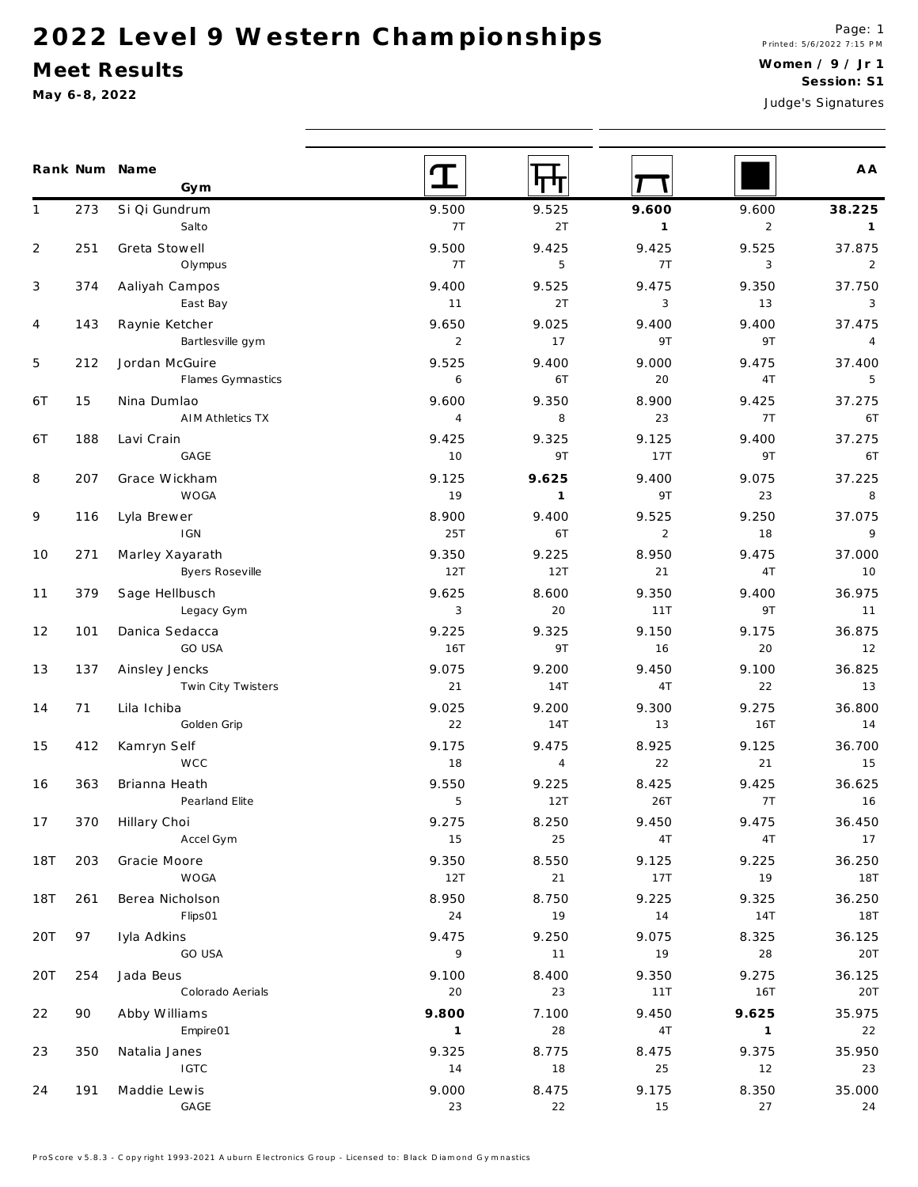# 2022 Level 9 Western Championships

## Meet Results

**May 6-8, 2022**

Printed: 5/6/2022 7:15 PM

**Women / 9 / Jr 1**
**Session: S1**

Judge's Signatures

| Rank | Num | Name / Gym | Vault | Bars | Beam | Floor | AA |
|---|---|---|---|---|---|---|---|
| 1 | 273 | Si Qi Gundrum<br>Salto | 9.500<br>7T | 9.525<br>2T | **9.600**<br>**1** | 9.600<br>2 | **38.225**<br>**1** |
| 2 | 251 | Greta Stowell<br>Olympus | 9.500<br>7T | 9.425<br>5 | 9.425<br>7T | 9.525<br>3 | 37.875<br>2 |
| 3 | 374 | Aaliyah Campos<br>East Bay | 9.400<br>11 | 9.525<br>2T | 9.475<br>3 | 9.350<br>13 | 37.750<br>3 |
| 4 | 143 | Raynie Ketcher<br>Bartlesville gym | 9.650<br>2 | 9.025<br>17 | 9.400<br>9T | 9.400<br>9T | 37.475<br>4 |
| 5 | 212 | Jordan McGuire<br>Flames Gymnastics | 9.525<br>6 | 9.400<br>6T | 9.000<br>20 | 9.475<br>4T | 37.400<br>5 |
| 6T | 15 | Nina Dumlao<br>AIM Athletics TX | 9.600<br>4 | 9.350<br>8 | 8.900<br>23 | 9.425<br>7T | 37.275<br>6T |
| 6T | 188 | Lavi Crain<br>GAGE | 9.425<br>10 | 9.325<br>9T | 9.125<br>17T | 9.400<br>9T | 37.275<br>6T |
| 8 | 207 | Grace Wickham<br>WOGA | 9.125<br>19 | **9.625**<br>**1** | 9.400<br>9T | 9.075<br>23 | 37.225<br>8 |
| 9 | 116 | Lyla Brewer<br>IGN | 8.900<br>25T | 9.400<br>6T | 9.525<br>2 | 9.250<br>18 | 37.075<br>9 |
| 10 | 271 | Marley Xayarath<br>Byers Roseville | 9.350<br>12T | 9.225<br>12T | 8.950<br>21 | 9.475<br>4T | 37.000<br>10 |
| 11 | 379 | Sage Hellbusch<br>Legacy Gym | 9.625<br>3 | 8.600<br>20 | 9.350<br>11T | 9.400<br>9T | 36.975<br>11 |
| 12 | 101 | Danica Sedacca<br>GO USA | 9.225<br>16T | 9.325<br>9T | 9.150<br>16 | 9.175<br>20 | 36.875<br>12 |
| 13 | 137 | Ainsley Jencks<br>Twin City Twisters | 9.075<br>21 | 9.200<br>14T | 9.450<br>4T | 9.100<br>22 | 36.825<br>13 |
| 14 | 71 | Lila Ichiba<br>Golden Grip | 9.025<br>22 | 9.200<br>14T | 9.300<br>13 | 9.275<br>16T | 36.800<br>14 |
| 15 | 412 | Kamryn Self<br>WCC | 9.175<br>18 | 9.475<br>4 | 8.925<br>22 | 9.125<br>21 | 36.700<br>15 |
| 16 | 363 | Brianna Heath<br>Pearland Elite | 9.550<br>5 | 9.225<br>12T | 8.425<br>26T | 9.425<br>7T | 36.625<br>16 |
| 17 | 370 | Hillary Choi<br>Accel Gym | 9.275<br>15 | 8.250<br>25 | 9.450<br>4T | 9.475<br>4T | 36.450<br>17 |
| 18T | 203 | Gracie Moore<br>WOGA | 9.350<br>12T | 8.550<br>21 | 9.125<br>17T | 9.225<br>19 | 36.250<br>18T |
| 18T | 261 | Berea Nicholson<br>Flips01 | 8.950<br>24 | 8.750<br>19 | 9.225<br>14 | 9.325<br>14T | 36.250<br>18T |
| 20T | 97 | Iyla Adkins<br>GO USA | 9.475<br>9 | 9.250<br>11 | 9.075<br>19 | 8.325<br>28 | 36.125<br>20T |
| 20T | 254 | Jada Beus<br>Colorado Aerials | 9.100<br>20 | 8.400<br>23 | 9.350<br>11T | 9.275<br>16T | 36.125<br>20T |
| 22 | 90 | Abby Williams<br>Empire01 | **9.800**<br>**1** | 7.100<br>28 | 9.450<br>4T | **9.625**<br>**1** | 35.975<br>22 |
| 23 | 350 | Natalia Janes<br>IGTC | 9.325<br>14 | 8.775<br>18 | 8.475<br>25 | 9.375<br>12 | 35.950<br>23 |
| 24 | 191 | Maddie Lewis<br>GAGE | 9.000<br>23 | 8.475<br>22 | 9.175<br>15 | 8.350<br>27 | 35.000<br>24 |

ProScore v5.8.3 - Copyright 1993-2021 Auburn Electronics Group - Licensed to: Black Diamond Gymnastics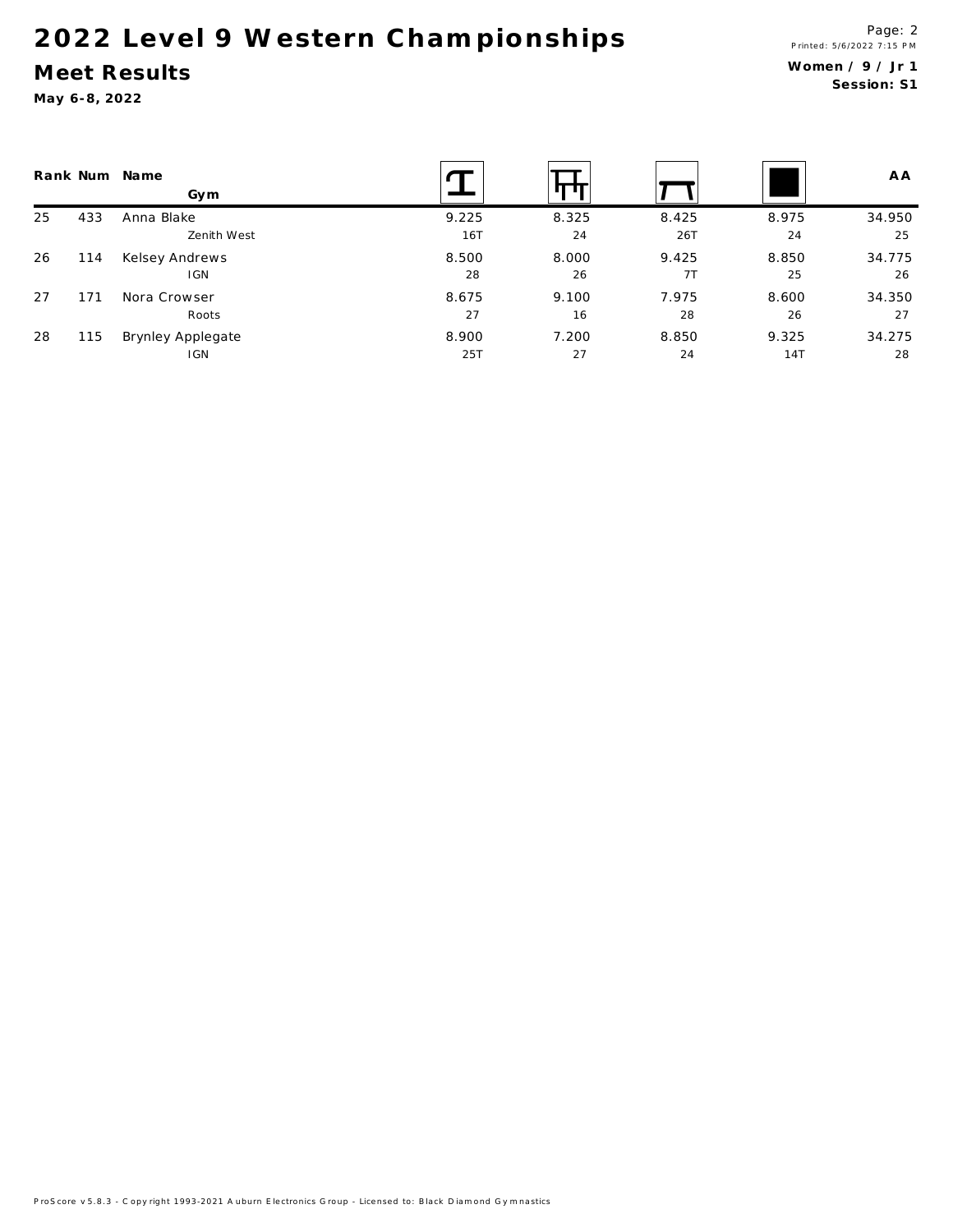# 2022 Level 9 Western Championships

## Meet Results

**May 6-8, 2022**

**Women / 9 / Jr 1**
**Session: S1**

| Rank | Num | Name / Gym | Vault | Bars | Beam | Floor | AA |
|---|---|---|---|---|---|---|---|
| 25 | 433 | Anna Blake | 9.225 | 8.325 | 8.425 | 8.975 | 34.950 |
| | | Zenith West | 16T | 24 | 26T | 24 | 25 |
| 26 | 114 | Kelsey Andrews | 8.500 | 8.000 | 9.425 | 8.850 | 34.775 |
| | | IGN | 28 | 26 | 7T | 25 | 26 |
| 27 | 171 | Nora Crowser | 8.675 | 9.100 | 7.975 | 8.600 | 34.350 |
| | | Roots | 27 | 16 | 28 | 26 | 27 |
| 28 | 115 | Brynley Applegate | 8.900 | 7.200 | 8.850 | 9.325 | 34.275 |
| | | IGN | 25T | 27 | 24 | 14T | 28 |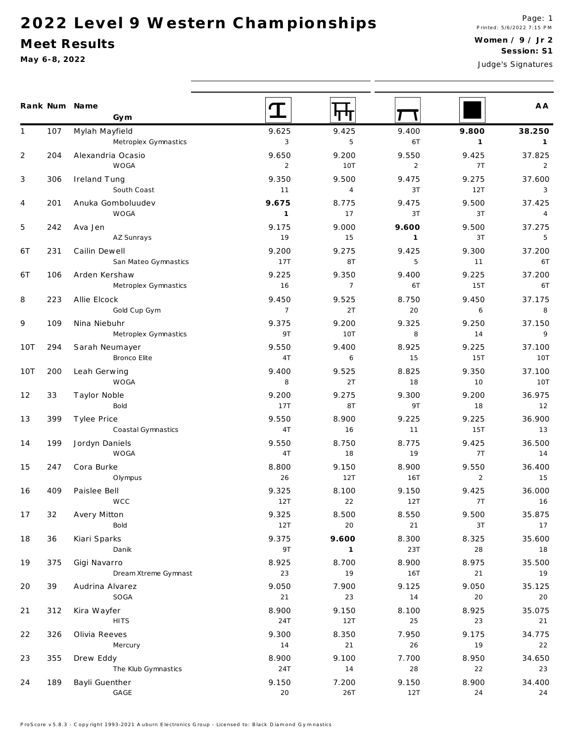# 2022 Level 9 Western Championships

## Meet Results

**May 6-8, 2022**

Printed: 5/6/2022 7:15 PM

**Women / 9 / Jr 2**

**Session: S1**

Judge's Signatures

| Rank | Num | Name / Gym | Vault | Bars | Beam | Floor | AA |
|---|---|---|---|---|---|---|---|
| 1 | 107 | Mylah Mayfield<br>Metroplex Gymnastics | 9.625<br>3 | 9.425<br>5 | 9.400<br>6T | **9.800**<br>**1** | **38.250**<br>**1** |
| 2 | 204 | Alexandria Ocasio<br>WOGA | 9.650<br>2 | 9.200<br>10T | 9.550<br>2 | 9.425<br>7T | 37.825<br>2 |
| 3 | 306 | Ireland Tung<br>South Coast | 9.350<br>11 | 9.500<br>4 | 9.475<br>3T | 9.275<br>12T | 37.600<br>3 |
| 4 | 201 | Anuka Gomboluudev<br>WOGA | **9.675**<br>**1** | 8.775<br>17 | 9.475<br>3T | 9.500<br>3T | 37.425<br>4 |
| 5 | 242 | Ava Jen<br>AZ Sunrays | 9.175<br>19 | 9.000<br>15 | **9.600**<br>**1** | 9.500<br>3T | 37.275<br>5 |
| 6T | 231 | Cailin Dewell<br>San Mateo Gymnastics | 9.200<br>17T | 9.275<br>8T | 9.425<br>5 | 9.300<br>11 | 37.200<br>6T |
| 6T | 106 | Arden Kershaw<br>Metroplex Gymnastics | 9.225<br>16 | 9.350<br>7 | 9.400<br>6T | 9.225<br>15T | 37.200<br>6T |
| 8 | 223 | Allie Elcock<br>Gold Cup Gym | 9.450<br>7 | 9.525<br>2T | 8.750<br>20 | 9.450<br>6 | 37.175<br>8 |
| 9 | 109 | Nina Niebuhr<br>Metroplex Gymnastics | 9.375<br>9T | 9.200<br>10T | 9.325<br>8 | 9.250<br>14 | 37.150<br>9 |
| 10T | 294 | Sarah Neumayer<br>Bronco Elite | 9.550<br>4T | 9.400<br>6 | 8.925<br>15 | 9.225<br>15T | 37.100<br>10T |
| 10T | 200 | Leah Gerwing<br>WOGA | 9.400<br>8 | 9.525<br>2T | 8.825<br>18 | 9.350<br>10 | 37.100<br>10T |
| 12 | 33 | Taylor Noble<br>Bold | 9.200<br>17T | 9.275<br>8T | 9.300<br>9T | 9.200<br>18 | 36.975<br>12 |
| 13 | 399 | Tylee Price<br>Coastal Gymnastics | 9.550<br>4T | 8.900<br>16 | 9.225<br>11 | 9.225<br>15T | 36.900<br>13 |
| 14 | 199 | Jordyn Daniels<br>WOGA | 9.550<br>4T | 8.750<br>18 | 8.775<br>19 | 9.425<br>7T | 36.500<br>14 |
| 15 | 247 | Cora Burke<br>Olympus | 8.800<br>26 | 9.150<br>12T | 8.900<br>16T | 9.550<br>2 | 36.400<br>15 |
| 16 | 409 | Paislee Bell<br>WCC | 9.325<br>12T | 8.100<br>22 | 9.150<br>12T | 9.425<br>7T | 36.000<br>16 |
| 17 | 32 | Avery Mitton<br>Bold | 9.325<br>12T | 8.500<br>20 | 8.550<br>21 | 9.500<br>3T | 35.875<br>17 |
| 18 | 36 | Kiari Sparks<br>Danik | 9.375<br>9T | **9.600**<br>**1** | 8.300<br>23T | 8.325<br>28 | 35.600<br>18 |
| 19 | 375 | Gigi Navarro<br>Dream Xtreme Gymnast | 8.925<br>23 | 8.700<br>19 | 8.900<br>16T | 8.975<br>21 | 35.500<br>19 |
| 20 | 39 | Audrina Alvarez<br>SOGA | 9.050<br>21 | 7.900<br>23 | 9.125<br>14 | 9.050<br>20 | 35.125<br>20 |
| 21 | 312 | Kira Wayfer<br>HITS | 8.900<br>24T | 9.150<br>12T | 8.100<br>25 | 8.925<br>23 | 35.075<br>21 |
| 22 | 326 | Olivia Reeves<br>Mercury | 9.300<br>14 | 8.350<br>21 | 7.950<br>26 | 9.175<br>19 | 34.775<br>22 |
| 23 | 355 | Drew Eddy<br>The Klub Gymnastics | 8.900<br>24T | 9.100<br>14 | 7.700<br>28 | 8.950<br>22 | 34.650<br>23 |
| 24 | 189 | Bayli Guenther<br>GAGE | 9.150<br>20 | 7.200<br>26T | 9.150<br>12T | 8.900<br>24 | 34.400<br>24 |

ProScore v5.8.3 - Copyright 1993-2021 Auburn Electronics Group - Licensed to: Black Diamond Gymnastics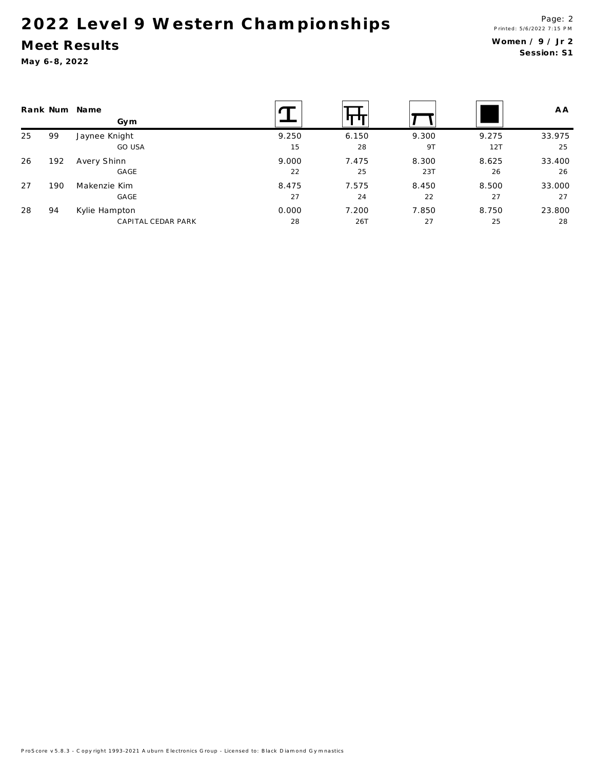# 2022 Level 9 Western Championships

## Meet Results

**May 6-8, 2022**

**Women / 9 / Jr 2**
**Session: S1**

| Rank | Num | Name / Gym | Vault | Bars | Beam | Floor | AA |
|---|---|---|---|---|---|---|---|
| 25 | 99 | Jaynee Knight | 9.250 | 6.150 | 9.300 | 9.275 | 33.975 |
| | | GO USA | 15 | 28 | 9T | 12T | 25 |
| 26 | 192 | Avery Shinn | 9.000 | 7.475 | 8.300 | 8.625 | 33.400 |
| | | GAGE | 22 | 25 | 23T | 26 | 26 |
| 27 | 190 | Makenzie Kim | 8.475 | 7.575 | 8.450 | 8.500 | 33.000 |
| | | GAGE | 27 | 24 | 22 | 27 | 27 |
| 28 | 94 | Kylie Hampton | 0.000 | 7.200 | 7.850 | 8.750 | 23.800 |
| | | CAPITAL CEDAR PARK | 28 | 26T | 27 | 25 | 28 |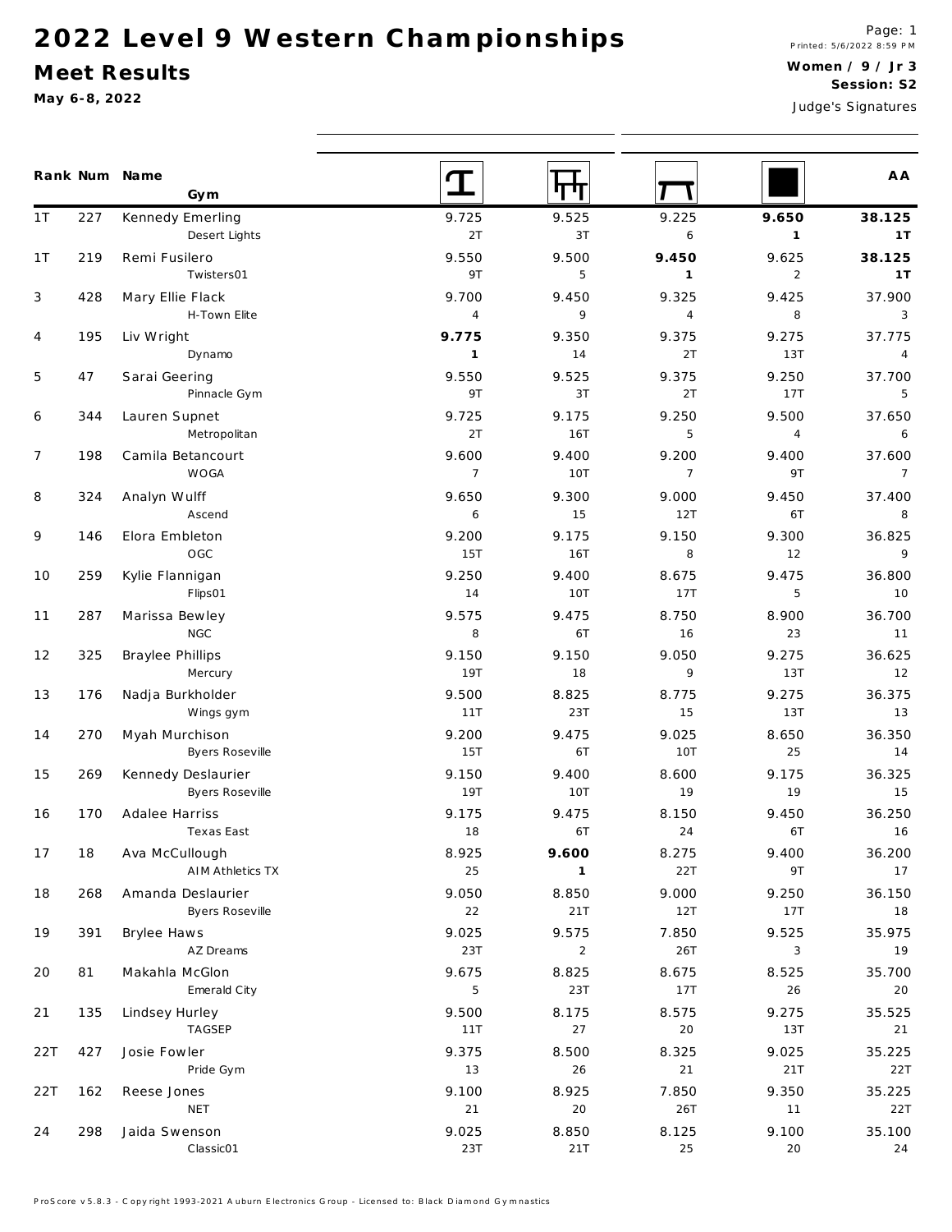# 2022 Level 9 Western Championships

## Meet Results

**May 6-8, 2022**

Printed: 5/6/2022 8:59 PM

**Women / 9 / Jr 3**
**Session: S2**

Judge's Signatures

| Rank | Num | Name / Gym | Vault | Bars | Beam | Floor | AA |
|---|---|---|---|---|---|---|---|
| 1T | 227 | Kennedy Emerling<br>Desert Lights | 9.725<br>2T | 9.525<br>3T | 9.225<br>6 | **9.650**<br>**1** | **38.125**<br>**1T** |
| 1T | 219 | Remi Fusilero<br>Twisters01 | 9.550<br>9T | 9.500<br>5 | **9.450**<br>**1** | 9.625<br>2 | **38.125**<br>**1T** |
| 3 | 428 | Mary Ellie Flack<br>H-Town Elite | 9.700<br>4 | 9.450<br>9 | 9.325<br>4 | 9.425<br>8 | 37.900<br>3 |
| 4 | 195 | Liv Wright<br>Dynamo | **9.775**<br>**1** | 9.350<br>14 | 9.375<br>2T | 9.275<br>13T | 37.775<br>4 |
| 5 | 47 | Sarai Geering<br>Pinnacle Gym | 9.550<br>9T | 9.525<br>3T | 9.375<br>2T | 9.250<br>17T | 37.700<br>5 |
| 6 | 344 | Lauren Supnet<br>Metropolitan | 9.725<br>2T | 9.175<br>16T | 9.250<br>5 | 9.500<br>4 | 37.650<br>6 |
| 7 | 198 | Camila Betancourt<br>WOGA | 9.600<br>7 | 9.400<br>10T | 9.200<br>7 | 9.400<br>9T | 37.600<br>7 |
| 8 | 324 | Analyn Wulff<br>Ascend | 9.650<br>6 | 9.300<br>15 | 9.000<br>12T | 9.450<br>6T | 37.400<br>8 |
| 9 | 146 | Elora Embleton<br>OGC | 9.200<br>15T | 9.175<br>16T | 9.150<br>8 | 9.300<br>12 | 36.825<br>9 |
| 10 | 259 | Kylie Flannigan<br>Flips01 | 9.250<br>14 | 9.400<br>10T | 8.675<br>17T | 9.475<br>5 | 36.800<br>10 |
| 11 | 287 | Marissa Bewley<br>NGC | 9.575<br>8 | 9.475<br>6T | 8.750<br>16 | 8.900<br>23 | 36.700<br>11 |
| 12 | 325 | Braylee Phillips<br>Mercury | 9.150<br>19T | 9.150<br>18 | 9.050<br>9 | 9.275<br>13T | 36.625<br>12 |
| 13 | 176 | Nadja Burkholder<br>Wings gym | 9.500<br>11T | 8.825<br>23T | 8.775<br>15 | 9.275<br>13T | 36.375<br>13 |
| 14 | 270 | Myah Murchison<br>Byers Roseville | 9.200<br>15T | 9.475<br>6T | 9.025<br>10T | 8.650<br>25 | 36.350<br>14 |
| 15 | 269 | Kennedy Deslaurier<br>Byers Roseville | 9.150<br>19T | 9.400<br>10T | 8.600<br>19 | 9.175<br>19 | 36.325<br>15 |
| 16 | 170 | Adalee Harriss<br>Texas East | 9.175<br>18 | 9.475<br>6T | 8.150<br>24 | 9.450<br>6T | 36.250<br>16 |
| 17 | 18 | Ava McCullough<br>AIM Athletics TX | 8.925<br>25 | **9.600**<br>**1** | 8.275<br>22T | 9.400<br>9T | 36.200<br>17 |
| 18 | 268 | Amanda Deslaurier<br>Byers Roseville | 9.050<br>22 | 8.850<br>21T | 9.000<br>12T | 9.250<br>17T | 36.150<br>18 |
| 19 | 391 | Brylee Haws<br>AZ Dreams | 9.025<br>23T | 9.575<br>2 | 7.850<br>26T | 9.525<br>3 | 35.975<br>19 |
| 20 | 81 | Makahla McGlon<br>Emerald City | 9.675<br>5 | 8.825<br>23T | 8.675<br>17T | 8.525<br>26 | 35.700<br>20 |
| 21 | 135 | Lindsey Hurley<br>TAGSEP | 9.500<br>11T | 8.175<br>27 | 8.575<br>20 | 9.275<br>13T | 35.525<br>21 |
| 22T | 427 | Josie Fowler<br>Pride Gym | 9.375<br>13 | 8.500<br>26 | 8.325<br>21 | 9.025<br>21T | 35.225<br>22T |
| 22T | 162 | Reese Jones<br>NET | 9.100<br>21 | 8.925<br>20 | 7.850<br>26T | 9.350<br>11 | 35.225<br>22T |
| 24 | 298 | Jaida Swenson<br>Classic01 | 9.025<br>23T | 8.850<br>21T | 8.125<br>25 | 9.100<br>20 | 35.100<br>24 |

ProScore v5.8.3 - Copyright 1993-2021 Auburn Electronics Group - Licensed to: Black Diamond Gymnastics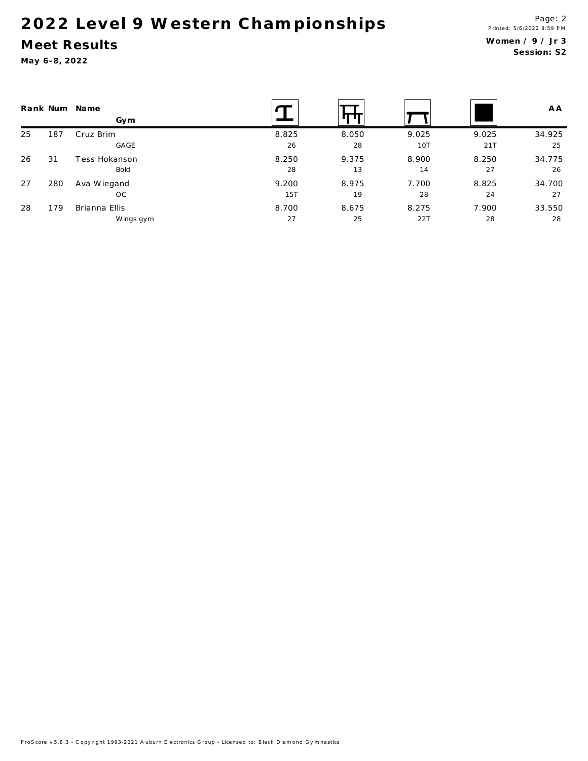# 2022 Level 9 Western Championships

## Meet Results

**May 6-8, 2022**

Printed: 5/6/2022 8:59 PM

**Women / 9 / Jr 3**
**Session: S2**

| Rank | Num | Name / Gym | Vault | Bars | Beam | Floor | AA |
|---|---|---|---|---|---|---|---|
| 25 | 187 | Cruz Brim | 8.825 | 8.050 | 9.025 | 9.025 | 34.925 |
| | | GAGE | 26 | 28 | 10T | 21T | 25 |
| 26 | 31 | Tess Hokanson | 8.250 | 9.375 | 8.900 | 8.250 | 34.775 |
| | | Bold | 28 | 13 | 14 | 27 | 26 |
| 27 | 280 | Ava Wiegand | 9.200 | 8.975 | 7.700 | 8.825 | 34.700 |
| | | OC | 15T | 19 | 28 | 24 | 27 |
| 28 | 179 | Brianna Ellis | 8.700 | 8.675 | 8.275 | 7.900 | 33.550 |
| | | Wings gym | 27 | 25 | 22T | 28 | 28 |

ProScore v5.8.3 - Copyright 1993-2021 Auburn Electronics Group - Licensed to: Black Diamond Gymnastics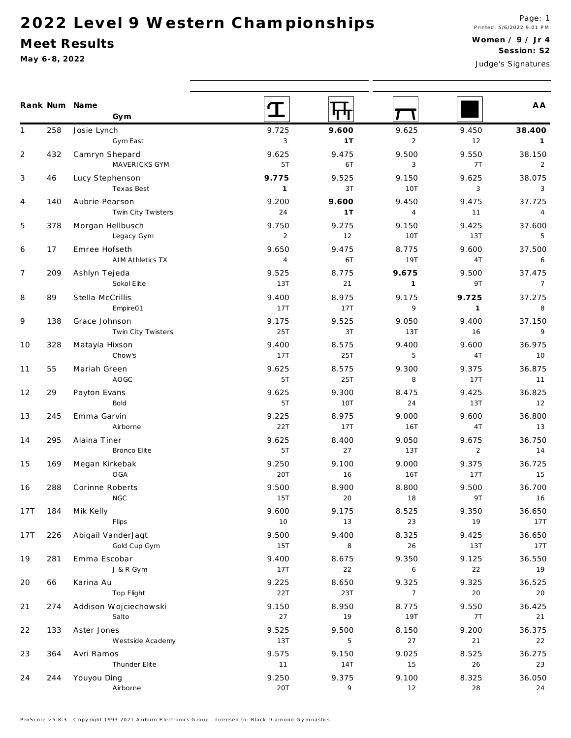# 2022 Level 9 Western Championships

## Meet Results

**May 6-8, 2022**

Printed: 5/6/2022 9:01 PM

**Women / 9 / Jr 4**

**Session: S2**

Judge's Signatures

| Rank | Num | Name / Gym | Vault | Bars | Beam | Floor | AA |
|---|---|---|---|---|---|---|---|
| 1 | 258 | Josie Lynch<br>Gym East | 9.725<br>3 | **9.600**<br>**1T** | 9.625<br>2 | 9.450<br>12 | **38.400**<br>**1** |
| 2 | 432 | Camryn Shepard<br>MAVERICKS GYM | 9.625<br>5T | 9.475<br>6T | 9.500<br>3 | 9.550<br>7T | 38.150<br>2 |
| 3 | 46 | Lucy Stephenson<br>Texas Best | **9.775**<br>**1** | 9.525<br>3T | 9.150<br>10T | 9.625<br>3 | 38.075<br>3 |
| 4 | 140 | Aubrie Pearson<br>Twin City Twisters | 9.200<br>24 | **9.600**<br>**1T** | 9.450<br>4 | 9.475<br>11 | 37.725<br>4 |
| 5 | 378 | Morgan Hellbusch<br>Legacy Gym | 9.750<br>2 | 9.275<br>12 | 9.150<br>10T | 9.425<br>13T | 37.600<br>5 |
| 6 | 17 | Emree Hofseth<br>AIM Athletics TX | 9.650<br>4 | 9.475<br>6T | 8.775<br>19T | 9.600<br>4T | 37.500<br>6 |
| 7 | 209 | Ashlyn Tejeda<br>Sokol Elite | 9.525<br>13T | 8.775<br>21 | **9.675**<br>**1** | 9.500<br>9T | 37.475<br>7 |
| 8 | 89 | Stella McCrillis<br>Empire01 | 9.400<br>17T | 8.975<br>17T | 9.175<br>9 | **9.725**<br>**1** | 37.275<br>8 |
| 9 | 138 | Grace Johnson<br>Twin City Twisters | 9.175<br>25T | 9.525<br>3T | 9.050<br>13T | 9.400<br>16 | 37.150<br>9 |
| 10 | 328 | Matayia Hixson<br>Chow's | 9.400<br>17T | 8.575<br>25T | 9.400<br>5 | 9.600<br>4T | 36.975<br>10 |
| 11 | 55 | Mariah Green<br>AOGC | 9.625<br>5T | 8.575<br>25T | 9.300<br>8 | 9.375<br>17T | 36.875<br>11 |
| 12 | 29 | Payton Evans<br>Bold | 9.625<br>5T | 9.300<br>10T | 8.475<br>24 | 9.425<br>13T | 36.825<br>12 |
| 13 | 245 | Emma Garvin<br>Airborne | 9.225<br>22T | 8.975<br>17T | 9.000<br>16T | 9.600<br>4T | 36.800<br>13 |
| 14 | 295 | Alaina Tiner<br>Bronco Elite | 9.625<br>5T | 8.400<br>27 | 9.050<br>13T | 9.675<br>2 | 36.750<br>14 |
| 15 | 169 | Megan Kirkebak<br>OGA | 9.250<br>20T | 9.100<br>16 | 9.000<br>16T | 9.375<br>17T | 36.725<br>15 |
| 16 | 288 | Corinne Roberts<br>NGC | 9.500<br>15T | 8.900<br>20 | 8.800<br>18 | 9.500<br>9T | 36.700<br>16 |
| 17T | 184 | Mik Kelly<br>Flips | 9.600<br>10 | 9.175<br>13 | 8.525<br>23 | 9.350<br>19 | 36.650<br>17T |
| 17T | 226 | Abigail VanderJagt<br>Gold Cup Gym | 9.500<br>15T | 9.400<br>8 | 8.325<br>26 | 9.425<br>13T | 36.650<br>17T |
| 19 | 281 | Emma Escobar<br>J & R Gym | 9.400<br>17T | 8.675<br>22 | 9.350<br>6 | 9.125<br>22 | 36.550<br>19 |
| 20 | 66 | Karina Au<br>Top Flight | 9.225<br>22T | 8.650<br>23T | 9.325<br>7 | 9.325<br>20 | 36.525<br>20 |
| 21 | 274 | Addison Wojciechowski<br>Salto | 9.150<br>27 | 8.950<br>19 | 8.775<br>19T | 9.550<br>7T | 36.425<br>21 |
| 22 | 133 | Aster Jones<br>Westside Academy | 9.525<br>13T | 9.500<br>5 | 8.150<br>27 | 9.200<br>21 | 36.375<br>22 |
| 23 | 364 | Avri Ramos<br>Thunder Elite | 9.575<br>11 | 9.150<br>14T | 9.025<br>15 | 8.525<br>26 | 36.275<br>23 |
| 24 | 244 | Youyou Ding<br>Airborne | 9.250<br>20T | 9.375<br>9 | 9.100<br>12 | 8.325<br>28 | 36.050<br>24 |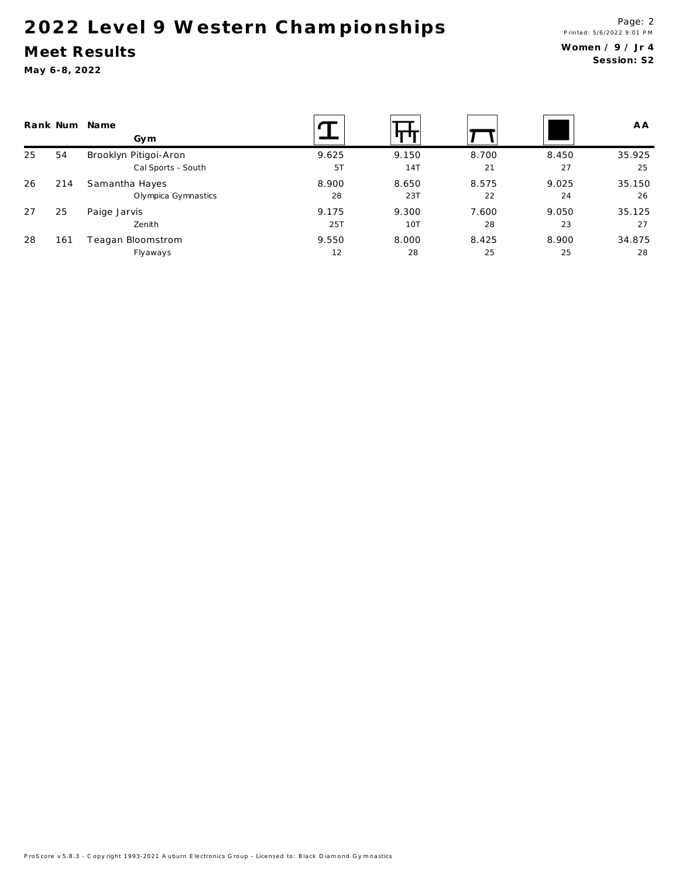# 2022 Level 9 Western Championships

## Meet Results

**May 6-8, 2022**

Page: 2
Printed: 5/6/2022 9:01 PM

**Women / 9 / Jr 4**
**Session: S2**

| Rank | Num | Name / Gym | Vault | Bars | Beam | Floor | AA |
|---|---|---|---|---|---|---|---|
| 25 | 54 | Brooklyn Pitigoi-Aron | 9.625 | 9.150 | 8.700 | 8.450 | 35.925 |
| | | Cal Sports - South | 5T | 14T | 21 | 27 | 25 |
| 26 | 214 | Samantha Hayes | 8.900 | 8.650 | 8.575 | 9.025 | 35.150 |
| | | Olympica Gymnastics | 28 | 23T | 22 | 24 | 26 |
| 27 | 25 | Paige Jarvis | 9.175 | 9.300 | 7.600 | 9.050 | 35.125 |
| | | Zenith | 25T | 10T | 28 | 23 | 27 |
| 28 | 161 | Teagan Bloomstrom | 9.550 | 8.000 | 8.425 | 8.900 | 34.875 |
| | | Flyaways | 12 | 28 | 25 | 25 | 28 |

ProScore v5.8.3 - Copyright 1993-2021 Auburn Electronics Group - Licensed to: Black Diamond Gymnastics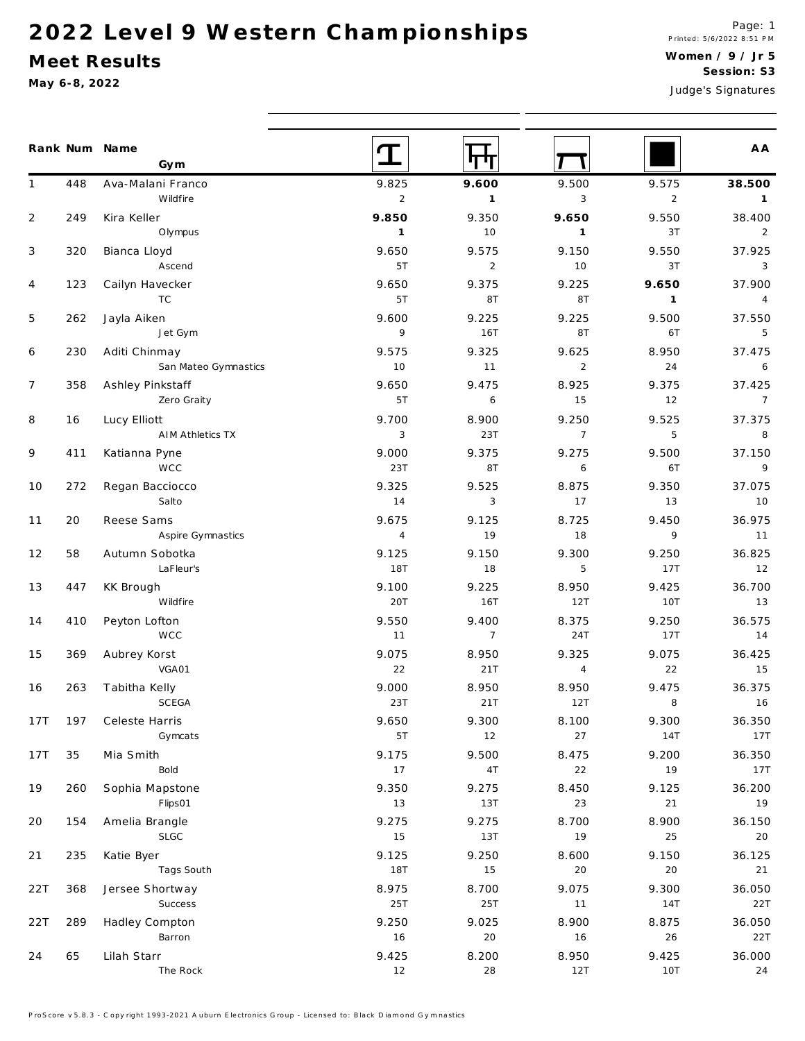# 2022 Level 9 Western Championships

## Meet Results

**May 6-8, 2022**

Printed: 5/6/2022 8:51 PM

**Women / 9 / Jr 5**
**Session: S3**

Judge's Signatures

| Rank | Num | Name / Gym | Vault | Bars | Beam | Floor | AA |
|---|---|---|---|---|---|---|---|
| 1 | 448 | Ava-Malani Franco<br>Wildfire | 9.825<br>2 | **9.600**<br>**1** | 9.500<br>3 | 9.575<br>2 | **38.500**<br>**1** |
| 2 | 249 | Kira Keller<br>Olympus | **9.850**<br>**1** | 9.350<br>10 | **9.650**<br>**1** | 9.550<br>3T | 38.400<br>2 |
| 3 | 320 | Bianca Lloyd<br>Ascend | 9.650<br>5T | 9.575<br>2 | 9.150<br>10 | 9.550<br>3T | 37.925<br>3 |
| 4 | 123 | Cailyn Havecker<br>TC | 9.650<br>5T | 9.375<br>8T | 9.225<br>8T | **9.650**<br>**1** | 37.900<br>4 |
| 5 | 262 | Jayla Aiken<br>Jet Gym | 9.600<br>9 | 9.225<br>16T | 9.225<br>8T | 9.500<br>6T | 37.550<br>5 |
| 6 | 230 | Aditi Chinmay<br>San Mateo Gymnastics | 9.575<br>10 | 9.325<br>11 | 9.625<br>2 | 8.950<br>24 | 37.475<br>6 |
| 7 | 358 | Ashley Pinkstaff<br>Zero Graity | 9.650<br>5T | 9.475<br>6 | 8.925<br>15 | 9.375<br>12 | 37.425<br>7 |
| 8 | 16 | Lucy Elliott<br>AIM Athletics TX | 9.700<br>3 | 8.900<br>23T | 9.250<br>7 | 9.525<br>5 | 37.375<br>8 |
| 9 | 411 | Katianna Pyne<br>WCC | 9.000<br>23T | 9.375<br>8T | 9.275<br>6 | 9.500<br>6T | 37.150<br>9 |
| 10 | 272 | Regan Bacciocco<br>Salto | 9.325<br>14 | 9.525<br>3 | 8.875<br>17 | 9.350<br>13 | 37.075<br>10 |
| 11 | 20 | Reese Sams<br>Aspire Gymnastics | 9.675<br>4 | 9.125<br>19 | 8.725<br>18 | 9.450<br>9 | 36.975<br>11 |
| 12 | 58 | Autumn Sobotka<br>LaFleur's | 9.125<br>18T | 9.150<br>18 | 9.300<br>5 | 9.250<br>17T | 36.825<br>12 |
| 13 | 447 | KK Brough<br>Wildfire | 9.100<br>20T | 9.225<br>16T | 8.950<br>12T | 9.425<br>10T | 36.700<br>13 |
| 14 | 410 | Peyton Lofton<br>WCC | 9.550<br>11 | 9.400<br>7 | 8.375<br>24T | 9.250<br>17T | 36.575<br>14 |
| 15 | 369 | Aubrey Korst<br>VGA01 | 9.075<br>22 | 8.950<br>21T | 9.325<br>4 | 9.075<br>22 | 36.425<br>15 |
| 16 | 263 | Tabitha Kelly<br>SCEGA | 9.000<br>23T | 8.950<br>21T | 8.950<br>12T | 9.475<br>8 | 36.375<br>16 |
| 17T | 197 | Celeste Harris<br>Gymcats | 9.650<br>5T | 9.300<br>12 | 8.100<br>27 | 9.300<br>14T | 36.350<br>17T |
| 17T | 35 | Mia Smith<br>Bold | 9.175<br>17 | 9.500<br>4T | 8.475<br>22 | 9.200<br>19 | 36.350<br>17T |
| 19 | 260 | Sophia Mapstone<br>Flips01 | 9.350<br>13 | 9.275<br>13T | 8.450<br>23 | 9.125<br>21 | 36.200<br>19 |
| 20 | 154 | Amelia Brangle<br>SLGC | 9.275<br>15 | 9.275<br>13T | 8.700<br>19 | 8.900<br>25 | 36.150<br>20 |
| 21 | 235 | Katie Byer<br>Tags South | 9.125<br>18T | 9.250<br>15 | 8.600<br>20 | 9.150<br>20 | 36.125<br>21 |
| 22T | 368 | Jersee Shortway<br>Success | 8.975<br>25T | 8.700<br>25T | 9.075<br>11 | 9.300<br>14T | 36.050<br>22T |
| 22T | 289 | Hadley Compton<br>Barron | 9.250<br>16 | 9.025<br>20 | 8.900<br>16 | 8.875<br>26 | 36.050<br>22T |
| 24 | 65 | Lilah Starr<br>The Rock | 9.425<br>12 | 8.200<br>28 | 8.950<br>12T | 9.425<br>10T | 36.000<br>24 |

ProScore v5.8.3 - Copyright 1993-2021 Auburn Electronics Group - Licensed to: Black Diamond Gymnastics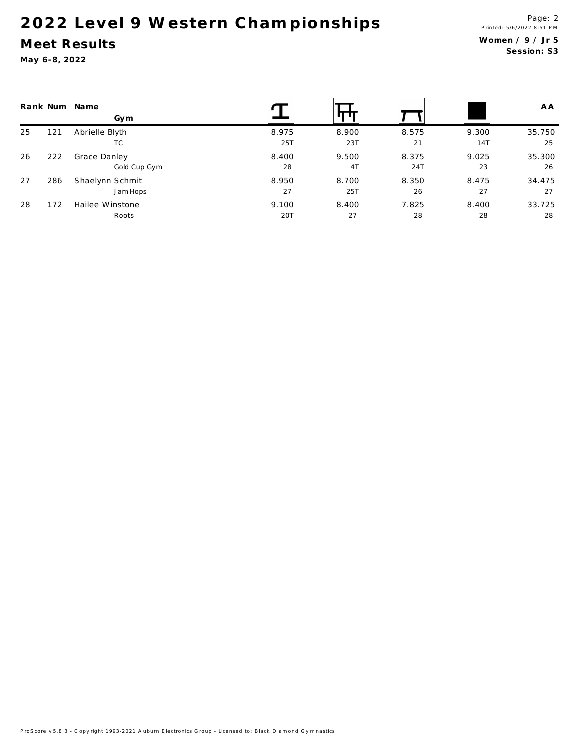# 2022 Level 9 Western Championships

## Meet Results

**May 6-8, 2022**

**Women / 9 / Jr 5**
**Session: S3**

| Rank | Num | Name / Gym | Vault | Bars | Beam | Floor | AA |
|---|---|---|---|---|---|---|---|
| 25 | 121 | Abrielle Blyth | 8.975 | 8.900 | 8.575 | 9.300 | 35.750 |
| | | TC | 25T | 23T | 21 | 14T | 25 |
| 26 | 222 | Grace Danley | 8.400 | 9.500 | 8.375 | 9.025 | 35.300 |
| | | Gold Cup Gym | 28 | 4T | 24T | 23 | 26 |
| 27 | 286 | Shaelynn Schmit | 8.950 | 8.700 | 8.350 | 8.475 | 34.475 |
| | | Jam Hops | 27 | 25T | 26 | 27 | 27 |
| 28 | 172 | Hailee Winstone | 9.100 | 8.400 | 7.825 | 8.400 | 33.725 |
| | | Roots | 20T | 27 | 28 | 28 | 28 |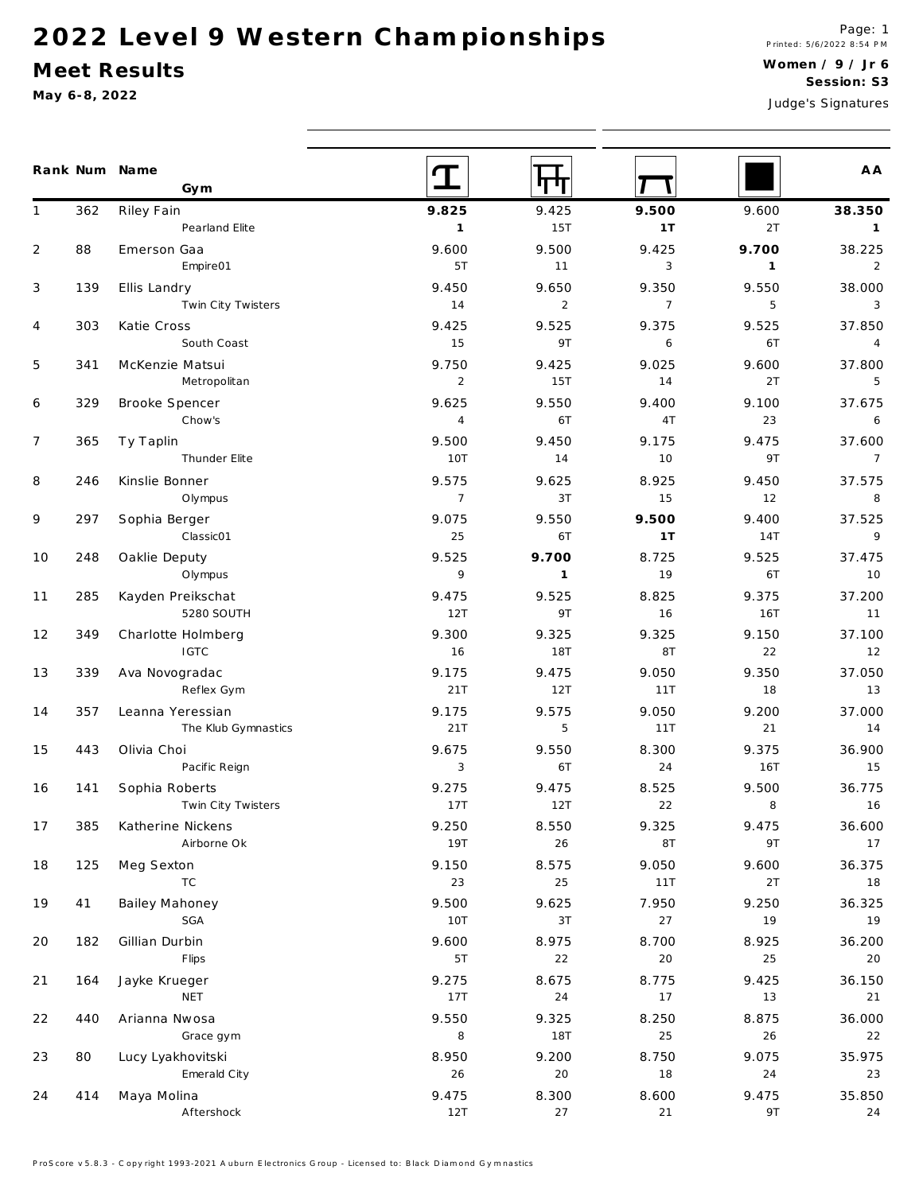# 2022 Level 9 Western Championships

## Meet Results

**May 6-8, 2022**

Printed: 5/6/2022 8:54 PM

**Women / 9 / Jr 6**
**Session: S3**

Judge's Signatures

| Rank | Num | Name / Gym | Vault | Bars | Beam | Floor | AA |
|---|---|---|---|---|---|---|---|
| 1 | 362 | Riley Fain<br>Pearland Elite | **9.825**<br>**1** | 9.425<br>15T | **9.500**<br>**1T** | 9.600<br>2T | **38.350**<br>**1** |
| 2 | 88 | Emerson Gaa<br>Empire01 | 9.600<br>5T | 9.500<br>11 | 9.425<br>3 | **9.700**<br>**1** | 38.225<br>2 |
| 3 | 139 | Ellis Landry<br>Twin City Twisters | 9.450<br>14 | 9.650<br>2 | 9.350<br>7 | 9.550<br>5 | 38.000<br>3 |
| 4 | 303 | Katie Cross<br>South Coast | 9.425<br>15 | 9.525<br>9T | 9.375<br>6 | 9.525<br>6T | 37.850<br>4 |
| 5 | 341 | McKenzie Matsui<br>Metropolitan | 9.750<br>2 | 9.425<br>15T | 9.025<br>14 | 9.600<br>2T | 37.800<br>5 |
| 6 | 329 | Brooke Spencer<br>Chow's | 9.625<br>4 | 9.550<br>6T | 9.400<br>4T | 9.100<br>23 | 37.675<br>6 |
| 7 | 365 | Ty Taplin<br>Thunder Elite | 9.500<br>10T | 9.450<br>14 | 9.175<br>10 | 9.475<br>9T | 37.600<br>7 |
| 8 | 246 | Kinslie Bonner<br>Olympus | 9.575<br>7 | 9.625<br>3T | 8.925<br>15 | 9.450<br>12 | 37.575<br>8 |
| 9 | 297 | Sophia Berger<br>Classic01 | 9.075<br>25 | 9.550<br>6T | **9.500**<br>**1T** | 9.400<br>14T | 37.525<br>9 |
| 10 | 248 | Oaklie Deputy<br>Olympus | 9.525<br>9 | **9.700**<br>**1** | 8.725<br>19 | 9.525<br>6T | 37.475<br>10 |
| 11 | 285 | Kayden Preikschat<br>5280 SOUTH | 9.475<br>12T | 9.525<br>9T | 8.825<br>16 | 9.375<br>16T | 37.200<br>11 |
| 12 | 349 | Charlotte Holmberg<br>IGTC | 9.300<br>16 | 9.325<br>18T | 9.325<br>8T | 9.150<br>22 | 37.100<br>12 |
| 13 | 339 | Ava Novogradac<br>Reflex Gym | 9.175<br>21T | 9.475<br>12T | 9.050<br>11T | 9.350<br>18 | 37.050<br>13 |
| 14 | 357 | Leanna Yeressian<br>The Klub Gymnastics | 9.175<br>21T | 9.575<br>5 | 9.050<br>11T | 9.200<br>21 | 37.000<br>14 |
| 15 | 443 | Olivia Choi<br>Pacific Reign | 9.675<br>3 | 9.550<br>6T | 8.300<br>24 | 9.375<br>16T | 36.900<br>15 |
| 16 | 141 | Sophia Roberts<br>Twin City Twisters | 9.275<br>17T | 9.475<br>12T | 8.525<br>22 | 9.500<br>8 | 36.775<br>16 |
| 17 | 385 | Katherine Nickens<br>Airborne Ok | 9.250<br>19T | 8.550<br>26 | 9.325<br>8T | 9.475<br>9T | 36.600<br>17 |
| 18 | 125 | Meg Sexton<br>TC | 9.150<br>23 | 8.575<br>25 | 9.050<br>11T | 9.600<br>2T | 36.375<br>18 |
| 19 | 41 | Bailey Mahoney<br>SGA | 9.500<br>10T | 9.625<br>3T | 7.950<br>27 | 9.250<br>19 | 36.325<br>19 |
| 20 | 182 | Gillian Durbin<br>Flips | 9.600<br>5T | 8.975<br>22 | 8.700<br>20 | 8.925<br>25 | 36.200<br>20 |
| 21 | 164 | Jayke Krueger<br>NET | 9.275<br>17T | 8.675<br>24 | 8.775<br>17 | 9.425<br>13 | 36.150<br>21 |
| 22 | 440 | Arianna Nwosa<br>Grace gym | 9.550<br>8 | 9.325<br>18T | 8.250<br>25 | 8.875<br>26 | 36.000<br>22 |
| 23 | 80 | Lucy Lyakhovitski<br>Emerald City | 8.950<br>26 | 9.200<br>20 | 8.750<br>18 | 9.075<br>24 | 35.975<br>23 |
| 24 | 414 | Maya Molina<br>Aftershock | 9.475<br>12T | 8.300<br>27 | 8.600<br>21 | 9.475<br>9T | 35.850<br>24 |

ProScore v5.8.3 - Copyright 1993-2021 Auburn Electronics Group - Licensed to: Black Diamond Gymnastics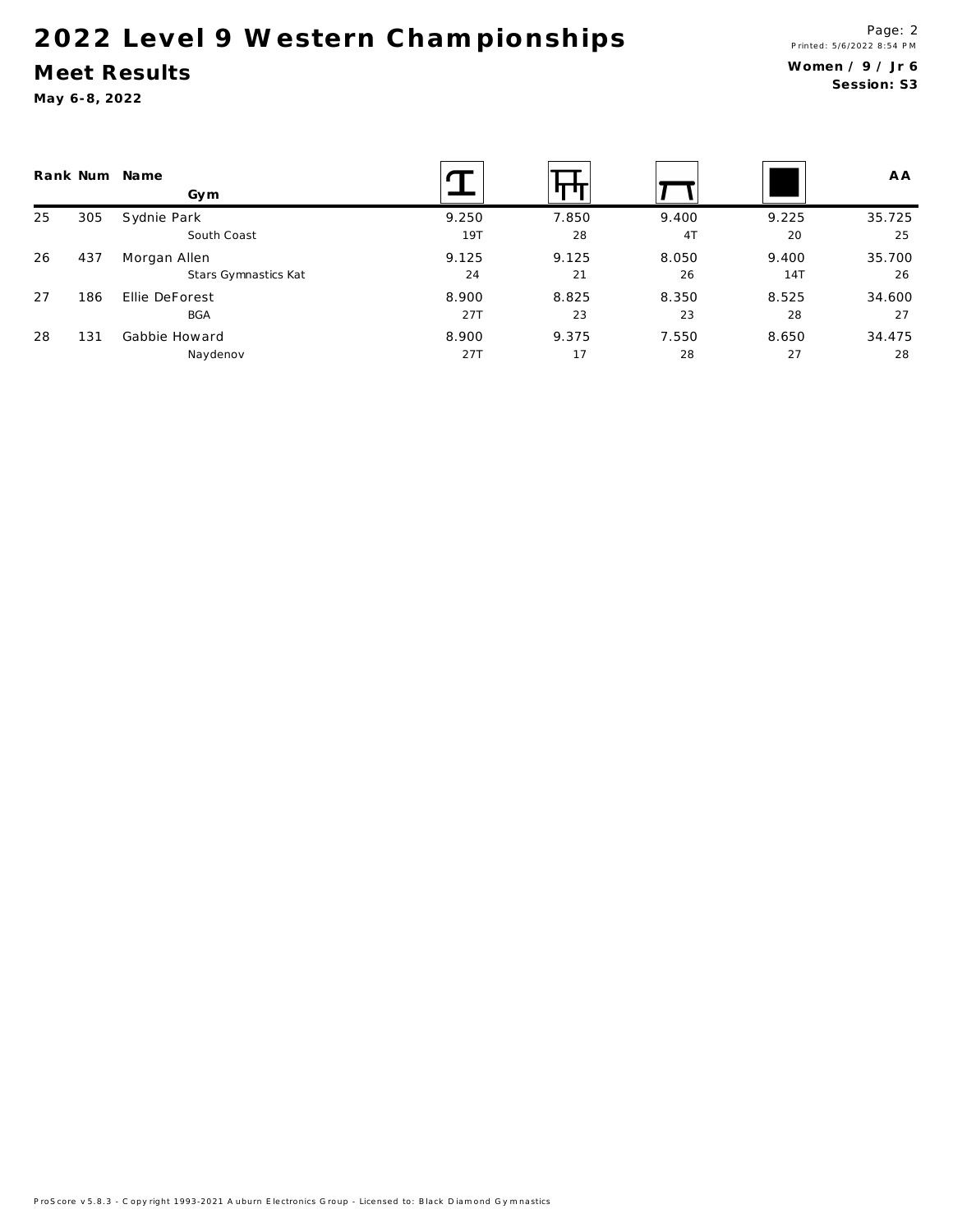# 2022 Level 9 Western Championships

## Meet Results

**May 6-8, 2022**

**Women / 9 / Jr 6**
**Session: S3**

| Rank | Num | Name / Gym | Vault | Bars | Beam | Floor | AA |
|---|---|---|---|---|---|---|---|
| 25 | 305 | Sydnie Park | 9.250 | 7.850 | 9.400 | 9.225 | 35.725 |
| | | South Coast | 19T | 28 | 4T | 20 | 25 |
| 26 | 437 | Morgan Allen | 9.125 | 9.125 | 8.050 | 9.400 | 35.700 |
| | | Stars Gymnastics Kat | 24 | 21 | 26 | 14T | 26 |
| 27 | 186 | Ellie DeForest | 8.900 | 8.825 | 8.350 | 8.525 | 34.600 |
| | | BGA | 27T | 23 | 23 | 28 | 27 |
| 28 | 131 | Gabbie Howard | 8.900 | 9.375 | 7.550 | 8.650 | 34.475 |
| | | Naydenov | 27T | 17 | 28 | 27 | 28 |

ProScore v5.8.3 - Copyright 1993-2021 Auburn Electronics Group - Licensed to: Black Diamond Gymnastics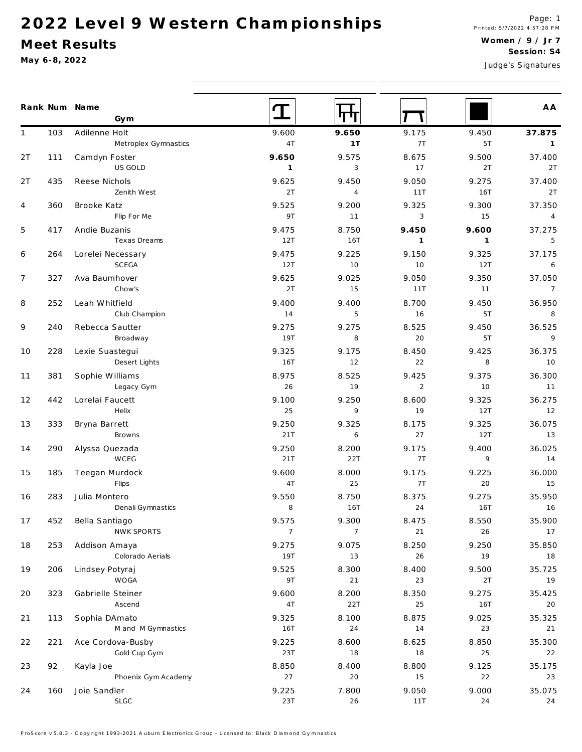# 2022 Level 9 Western Championships

## Meet Results

**May 6-8, 2022**

Printed: 5/7/2022 4:57:28 PM

**Women / 9 / Jr 7**
**Session: S4**

Judge's Signatures

| Rank | Num | Name / Gym | Vault | Bars | Beam | Floor | AA |
|---|---|---|---|---|---|---|---|
| 1 | 103 | Adilenne Holt<br>Metroplex Gymnastics | 9.600<br>4T | **9.650**<br>**1T** | 9.175<br>7T | 9.450<br>5T | **37.875**<br>**1** |
| 2T | 111 | Camdyn Foster<br>US GOLD | **9.650**<br>**1** | 9.575<br>3 | 8.675<br>17 | 9.500<br>2T | 37.400<br>2T |
| 2T | 435 | Reese Nichols<br>Zenith West | 9.625<br>2T | 9.450<br>4 | 9.050<br>11T | 9.275<br>16T | 37.400<br>2T |
| 4 | 360 | Brooke Katz<br>Flip For Me | 9.525<br>9T | 9.200<br>11 | 9.325<br>3 | 9.300<br>15 | 37.350<br>4 |
| 5 | 417 | Andie Buzanis<br>Texas Dreams | 9.475<br>12T | 8.750<br>16T | **9.450**<br>**1** | **9.600**<br>**1** | 37.275<br>5 |
| 6 | 264 | Lorelei Necessary<br>SCEGA | 9.475<br>12T | 9.225<br>10 | 9.150<br>10 | 9.325<br>12T | 37.175<br>6 |
| 7 | 327 | Ava Baumhover<br>Chow's | 9.625<br>2T | 9.025<br>15 | 9.050<br>11T | 9.350<br>11 | 37.050<br>7 |
| 8 | 252 | Leah Whitfield<br>Club Champion | 9.400<br>14 | 9.400<br>5 | 8.700<br>16 | 9.450<br>5T | 36.950<br>8 |
| 9 | 240 | Rebecca Sautter<br>Broadway | 9.275<br>19T | 9.275<br>8 | 8.525<br>20 | 9.450<br>5T | 36.525<br>9 |
| 10 | 228 | Lexie Suastegui<br>Desert Lights | 9.325<br>16T | 9.175<br>12 | 8.450<br>22 | 9.425<br>8 | 36.375<br>10 |
| 11 | 381 | Sophie Williams<br>Legacy Gym | 8.975<br>26 | 8.525<br>19 | 9.425<br>2 | 9.375<br>10 | 36.300<br>11 |
| 12 | 442 | Lorelai Faucett<br>Helix | 9.100<br>25 | 9.250<br>9 | 8.600<br>19 | 9.325<br>12T | 36.275<br>12 |
| 13 | 333 | Bryna Barrett<br>Browns | 9.250<br>21T | 9.325<br>6 | 8.175<br>27 | 9.325<br>12T | 36.075<br>13 |
| 14 | 290 | Alyssa Quezada<br>WCEG | 9.250<br>21T | 8.200<br>22T | 9.175<br>7T | 9.400<br>9 | 36.025<br>14 |
| 15 | 185 | Teegan Murdock<br>Flips | 9.600<br>4T | 8.000<br>25 | 9.175<br>7T | 9.225<br>20 | 36.000<br>15 |
| 16 | 283 | Julia Montero<br>Denali Gymnastics | 9.550<br>8 | 8.750<br>16T | 8.375<br>24 | 9.275<br>16T | 35.950<br>16 |
| 17 | 452 | Bella Santiago<br>NWK SPORTS | 9.575<br>7 | 9.300<br>7 | 8.475<br>21 | 8.550<br>26 | 35.900<br>17 |
| 18 | 253 | Addison Amaya<br>Colorado Aerials | 9.275<br>19T | 9.075<br>13 | 8.250<br>26 | 9.250<br>19 | 35.850<br>18 |
| 19 | 206 | Lindsey Potyraj<br>WOGA | 9.525<br>9T | 8.300<br>21 | 8.400<br>23 | 9.500<br>2T | 35.725<br>19 |
| 20 | 323 | Gabrielle Steiner<br>Ascend | 9.600<br>4T | 8.200<br>22T | 8.350<br>25 | 9.275<br>16T | 35.425<br>20 |
| 21 | 113 | Sophia DAmato<br>M and M Gymnastics | 9.325<br>16T | 8.100<br>24 | 8.875<br>14 | 9.025<br>23 | 35.325<br>21 |
| 22 | 221 | Ace Cordova-Busby<br>Gold Cup Gym | 9.225<br>23T | 8.600<br>18 | 8.625<br>18 | 8.850<br>25 | 35.300<br>22 |
| 23 | 92 | Kayla Joe<br>Phoenix Gym Academy | 8.850<br>27 | 8.400<br>20 | 8.800<br>15 | 9.125<br>22 | 35.175<br>23 |
| 24 | 160 | Joie Sandler<br>SLGC | 9.225<br>23T | 7.800<br>26 | 9.050<br>11T | 9.000<br>24 | 35.075<br>24 |

ProScore v5.8.3 - Copyright 1993-2021 Auburn Electronics Group - Licensed to: Black Diamond Gymnastics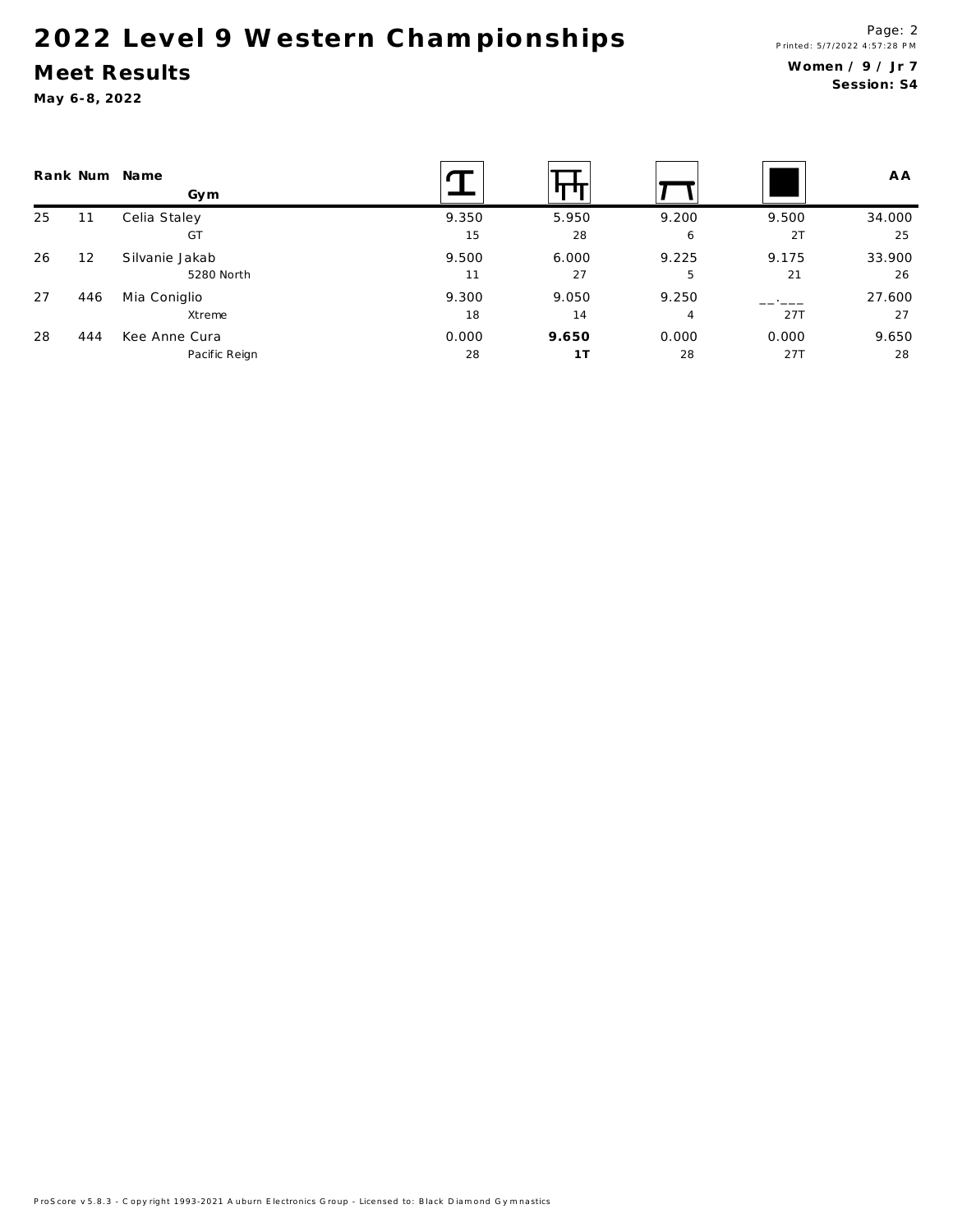# 2022 Level 9 Western Championships

## Meet Results

**May 6-8, 2022**

**Women / 9 / Jr 7**
**Session: S4**

| Rank | Num | Name / Gym | Vault | Bars | Beam | Floor | AA |
|---|---|---|---|---|---|---|---|
| 25 | 11 | Celia Staley | 9.350 | 5.950 | 9.200 | 9.500 | 34.000 |
| | | GT | 15 | 28 | 6 | 2T | 25 |
| 26 | 12 | Silvanie Jakab | 9.500 | 6.000 | 9.225 | 9.175 | 33.900 |
| | | 5280 North | 11 | 27 | 5 | 21 | 26 |
| 27 | 446 | Mia Coniglio | 9.300 | 9.050 | 9.250 | __.___ | 27.600 |
| | | Xtreme | 18 | 14 | 4 | 27T | 27 |
| 28 | 444 | Kee Anne Cura | 0.000 | **9.650** | 0.000 | 0.000 | 9.650 |
| | | Pacific Reign | 28 | **1T** | 28 | 27T | 28 |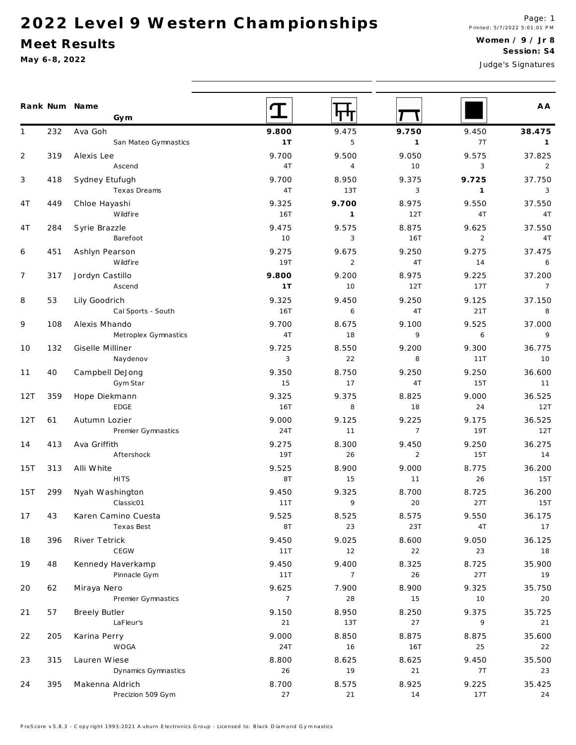# 2022 Level 9 Western Championships

## Meet Results

**May 6-8, 2022**

Printed: 5/7/2022 5:01:01 PM

**Women / 9 / Jr 8**

**Session: S4**

Judge's Signatures

| Rank | Num | Name / Gym | Vault | Bars | Beam | Floor | AA |
|---|---|---|---|---|---|---|---|
| 1 | 232 | Ava Goh | **9.800** | 9.475 | **9.750** | 9.450 | **38.475** |
| | | San Mateo Gymnastics | **1T** | 5 | **1** | 7T | **1** |
| 2 | 319 | Alexis Lee | 9.700 | 9.500 | 9.050 | 9.575 | 37.825 |
| | | Ascend | 4T | 4 | 10 | 3 | 2 |
| 3 | 418 | Sydney Etufugh | 9.700 | 8.950 | 9.375 | **9.725** | 37.750 |
| | | Texas Dreams | 4T | 13T | 3 | **1** | 3 |
| 4T | 449 | Chloe Hayashi | 9.325 | **9.700** | 8.975 | 9.550 | 37.550 |
| | | Wildfire | 16T | **1** | 12T | 4T | 4T |
| 4T | 284 | Syrie Brazzle | 9.475 | 9.575 | 8.875 | 9.625 | 37.550 |
| | | Barefoot | 10 | 3 | 16T | 2 | 4T |
| 6 | 451 | Ashlyn Pearson | 9.275 | 9.675 | 9.250 | 9.275 | 37.475 |
| | | Wildfire | 19T | 2 | 4T | 14 | 6 |
| 7 | 317 | Jordyn Castillo | **9.800** | 9.200 | 8.975 | 9.225 | 37.200 |
| | | Ascend | **1T** | 10 | 12T | 17T | 7 |
| 8 | 53 | Lily Goodrich | 9.325 | 9.450 | 9.250 | 9.125 | 37.150 |
| | | Cal Sports - South | 16T | 6 | 4T | 21T | 8 |
| 9 | 108 | Alexis Mhando | 9.700 | 8.675 | 9.100 | 9.525 | 37.000 |
| | | Metroplex Gymnastics | 4T | 18 | 9 | 6 | 9 |
| 10 | 132 | Giselle Milliner | 9.725 | 8.550 | 9.200 | 9.300 | 36.775 |
| | | Naydenov | 3 | 22 | 8 | 11T | 10 |
| 11 | 40 | Campbell DeJong | 9.350 | 8.750 | 9.250 | 9.250 | 36.600 |
| | | Gym Star | 15 | 17 | 4T | 15T | 11 |
| 12T | 359 | Hope Diekmann | 9.325 | 9.375 | 8.825 | 9.000 | 36.525 |
| | | EDGE | 16T | 8 | 18 | 24 | 12T |
| 12T | 61 | Autumn Lozier | 9.000 | 9.125 | 9.225 | 9.175 | 36.525 |
| | | Premier Gymnastics | 24T | 11 | 7 | 19T | 12T |
| 14 | 413 | Ava Griffith | 9.275 | 8.300 | 9.450 | 9.250 | 36.275 |
| | | Aftershock | 19T | 26 | 2 | 15T | 14 |
| 15T | 313 | Alli White | 9.525 | 8.900 | 9.000 | 8.775 | 36.200 |
| | | HITS | 8T | 15 | 11 | 26 | 15T |
| 15T | 299 | Nyah Washington | 9.450 | 9.325 | 8.700 | 8.725 | 36.200 |
| | | Classic01 | 11T | 9 | 20 | 27T | 15T |
| 17 | 43 | Karen Camino Cuesta | 9.525 | 8.525 | 8.575 | 9.550 | 36.175 |
| | | Texas Best | 8T | 23 | 23T | 4T | 17 |
| 18 | 396 | River Tetrick | 9.450 | 9.025 | 8.600 | 9.050 | 36.125 |
| | | CEGW | 11T | 12 | 22 | 23 | 18 |
| 19 | 48 | Kennedy Haverkamp | 9.450 | 9.400 | 8.325 | 8.725 | 35.900 |
| | | Pinnacle Gym | 11T | 7 | 26 | 27T | 19 |
| 20 | 62 | Miraya Nero | 9.625 | 7.900 | 8.900 | 9.325 | 35.750 |
| | | Premier Gymnastics | 7 | 28 | 15 | 10 | 20 |
| 21 | 57 | Breely Butler | 9.150 | 8.950 | 8.250 | 9.375 | 35.725 |
| | | LaFleur's | 21 | 13T | 27 | 9 | 21 |
| 22 | 205 | Karina Perry | 9.000 | 8.850 | 8.875 | 8.875 | 35.600 |
| | | WOGA | 24T | 16 | 16T | 25 | 22 |
| 23 | 315 | Lauren Wiese | 8.800 | 8.625 | 8.625 | 9.450 | 35.500 |
| | | Dynamics Gymnastics | 26 | 19 | 21 | 7T | 23 |
| 24 | 395 | Makenna Aldrich | 8.700 | 8.575 | 8.925 | 9.225 | 35.425 |
| | | Precizion 509 Gym | 27 | 21 | 14 | 17T | 24 |

ProScore v5.8.3 - Copyright 1993-2021 Auburn Electronics Group - Licensed to: Black Diamond Gymnastics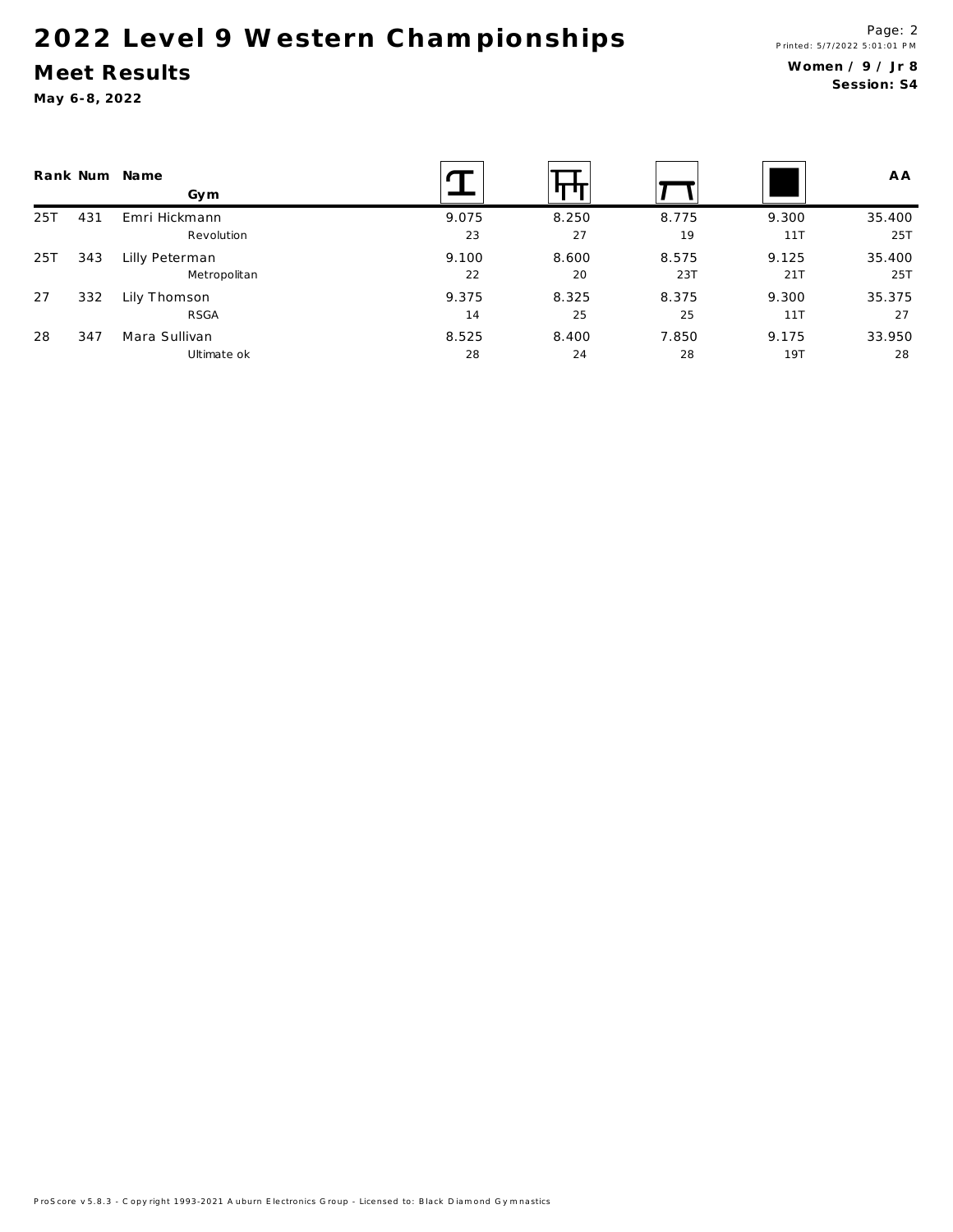# 2022 Level 9 Western Championships

## Meet Results

**May 6-8, 2022**

**Women / 9 / Jr 8**
**Session: S4**

| Rank | Num | Name / Gym | Vault | Bars | Beam | Floor | AA |
|---|---|---|---|---|---|---|---|
| 25T | 431 | Emri Hickmann | 9.075 | 8.250 | 8.775 | 9.300 | 35.400 |
| | | Revolution | 23 | 27 | 19 | 11T | 25T |
| 25T | 343 | Lilly Peterman | 9.100 | 8.600 | 8.575 | 9.125 | 35.400 |
| | | Metropolitan | 22 | 20 | 23T | 21T | 25T |
| 27 | 332 | Lily Thomson | 9.375 | 8.325 | 8.375 | 9.300 | 35.375 |
| | | RSGA | 14 | 25 | 25 | 11T | 27 |
| 28 | 347 | Mara Sullivan | 8.525 | 8.400 | 7.850 | 9.175 | 33.950 |
| | | Ultimate ok | 28 | 24 | 28 | 19T | 28 |

ProScore v5.8.3 - Copyright 1993-2021 Auburn Electronics Group - Licensed to: Black Diamond Gymnastics